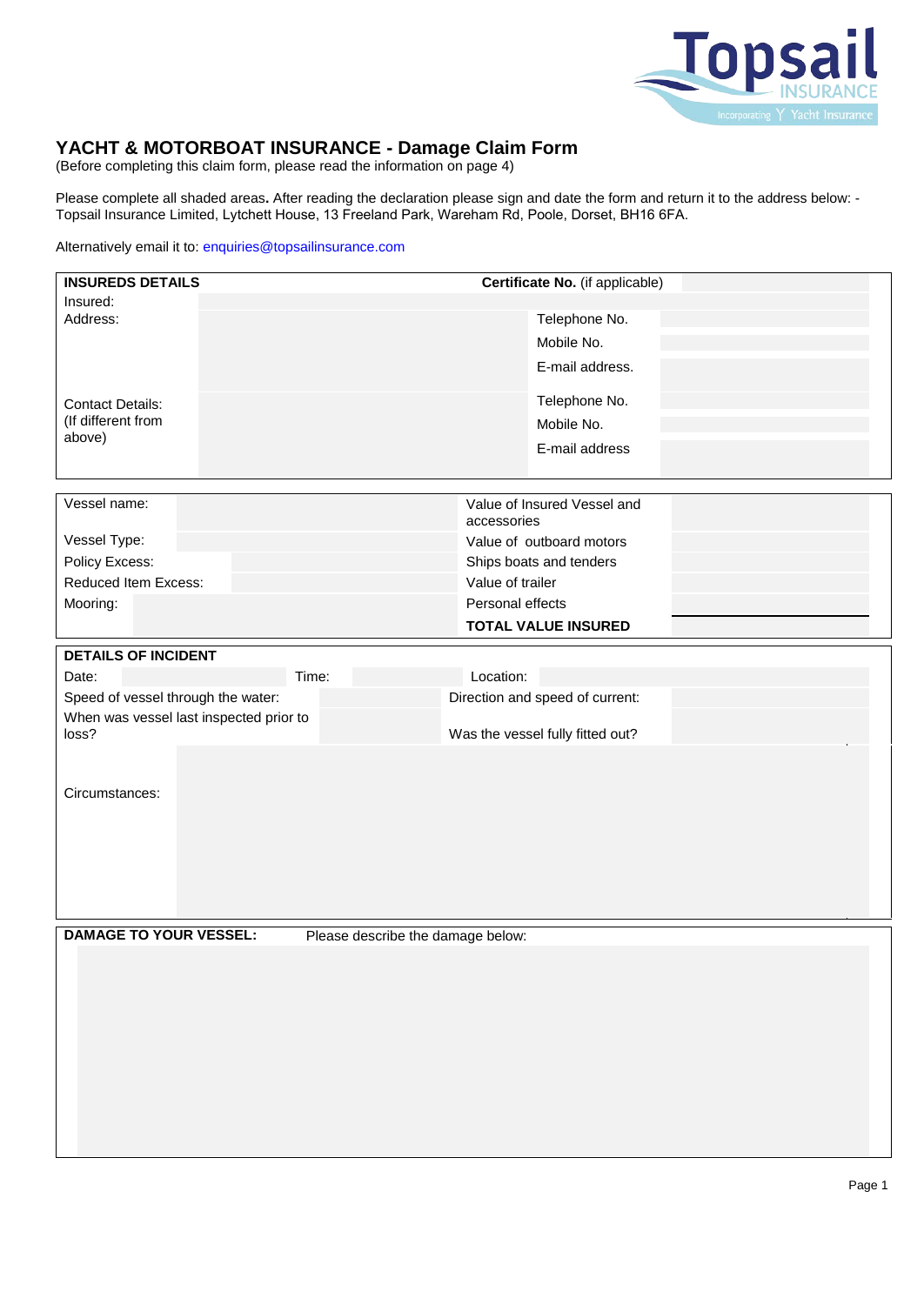# YACHT & MOTORBOAT INSURANCE - Damage Claim Form

(Before completing this claim form, please read the information on page 4)

Please complete all shaded areas**.** After reading the declaration please sign and date the form and return it to the address below: - Topsail Insurance Limited, Lytchett House, 13 Freeland Park, Wareham Rd, Poole, Dorset, BH16 6FA.

Alternatively email it to: enquiries@topsailinsurance.com

| **INSUREDS DETAILS** | | **Certificate No.** (if applicable) | |
|---|---|---|---|
| Insured: | | | |
| Address: | | Telephone No. | |
| | | Mobile No. | |
| | | E-mail address. | |
| Contact Details: (If different from above) | | Telephone No. | |
| | | Mobile No. | |
| | | E-mail address | |

| | | | |
|---|---|---|---|
| Vessel name: | | Value of Insured Vessel and accessories | |
| Vessel Type: | | Value of outboard motors | |
| Policy Excess: | | Ships boats and tenders | |
| Reduced Item Excess: | | Value of trailer | |
| Mooring: | | Personal effects | |
| | | **TOTAL VALUE INSURED** | |

| **DETAILS OF INCIDENT** | | | | | |
|---|---|---|---|---|---|
| Date: | | Time: | | Location: | |
| Speed of vessel through the water: | | | | Direction and speed of current: | |
| When was vessel last inspected prior to loss? | | | | Was the vessel fully fitted out? | |
| Circumstances: | | | | | |

| **DAMAGE TO YOUR VESSEL:** | Please describe the damage below: |
|---|---|
| | |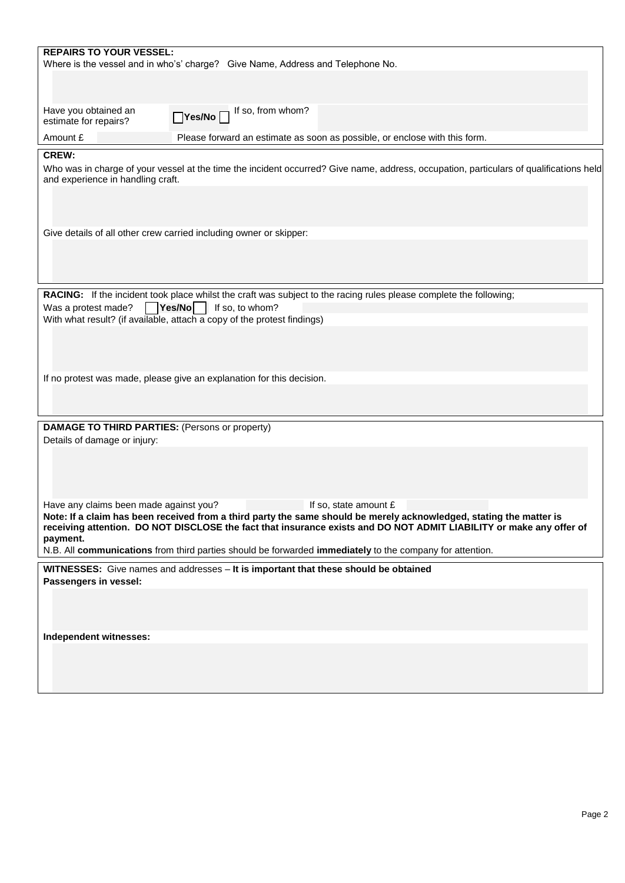**REPAIRS TO YOUR VESSEL:**

Where is the vessel and in who's' charge? Give Name, Address and Telephone No.

Have you obtained an estimate for repairs? ☐ **Yes/No** ☐ If so, from whom?

Amount £ Please forward an estimate as soon as possible, or enclose with this form.

**CREW:**

Who was in charge of your vessel at the time the incident occurred? Give name, address, occupation, particulars of qualifications held and experience in handling craft.

Give details of all other crew carried including owner or skipper:

**RACING:** If the incident took place whilst the craft was subject to the racing rules please complete the following;

Was a protest made? ☐ **Yes/No** ☐ If so, to whom?

With what result? (if available, attach a copy of the protest findings)

If no protest was made, please give an explanation for this decision.

**DAMAGE TO THIRD PARTIES:** (Persons or property)

Details of damage or injury:

Have any claims been made against you? If so, state amount £

**Note: If a claim has been received from a third party the same should be merely acknowledged, stating the matter is receiving attention. DO NOT DISCLOSE the fact that insurance exists and DO NOT ADMIT LIABILITY or make any offer of payment.**

N.B. All **communications** from third parties should be forwarded **immediately** to the company for attention.

**WITNESSES:** Give names and addresses – **It is important that these should be obtained**

**Passengers in vessel:**

**Independent witnesses:**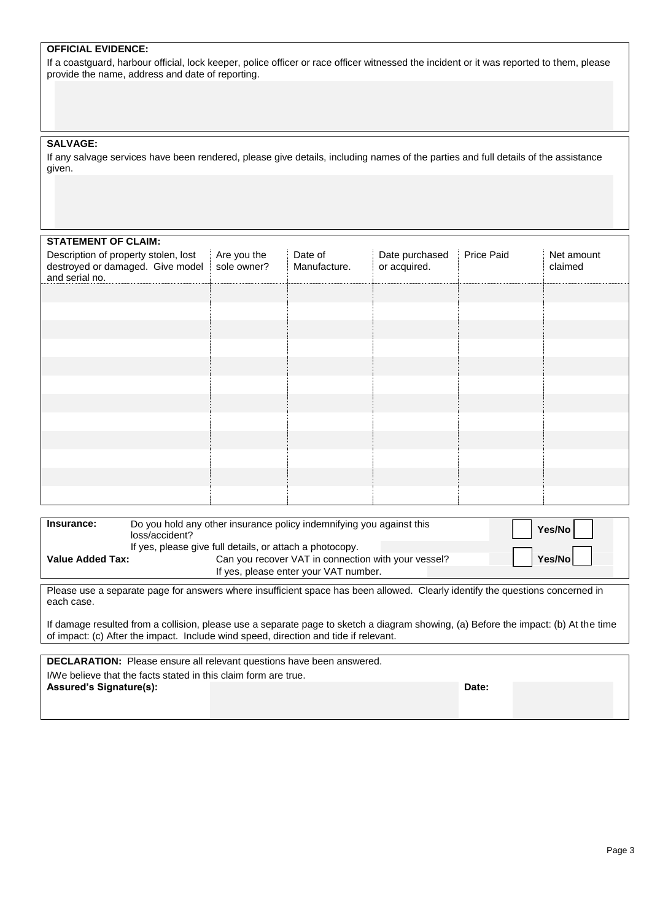**OFFICIAL EVIDENCE:**

If a coastguard, harbour official, lock keeper, police officer or race officer witnessed the incident or it was reported to them, please provide the name, address and date of reporting.

**SALVAGE:**

If any salvage services have been rendered, please give details, including names of the parties and full details of the assistance given.

**STATEMENT OF CLAIM:**

| Description of property stolen, lost destroyed or damaged. Give model and serial no. | Are you the sole owner? | Date of Manufacture. | Date purchased or acquired. | Price Paid | Net amount claimed |
|---|---|---|---|---|---|
| | | | | | |
| | | | | | |
| | | | | | |
| | | | | | |
| | | | | | |
| | | | | | |
| | | | | | |
| | | | | | |
| | | | | | |
| | | | | | |
| | | | | | |
| | | | | | |

**Insurance:** Do you hold any other insurance policy indemnifying you against this loss/accident? Yes/No

If yes, please give full details, or attach a photocopy.

**Value Added Tax:** Can you recover VAT in connection with your vessel? Yes/No

If yes, please enter your VAT number.

Please use a separate page for answers where insufficient space has been allowed. Clearly identify the questions concerned in each case.

If damage resulted from a collision, please use a separate page to sketch a diagram showing, (a) Before the impact: (b) At the time of impact: (c) After the impact. Include wind speed, direction and tide if relevant.

**DECLARATION:** Please ensure all relevant questions have been answered.

I/We believe that the facts stated in this claim form are true.

**Assured's Signature(s):** **Date:**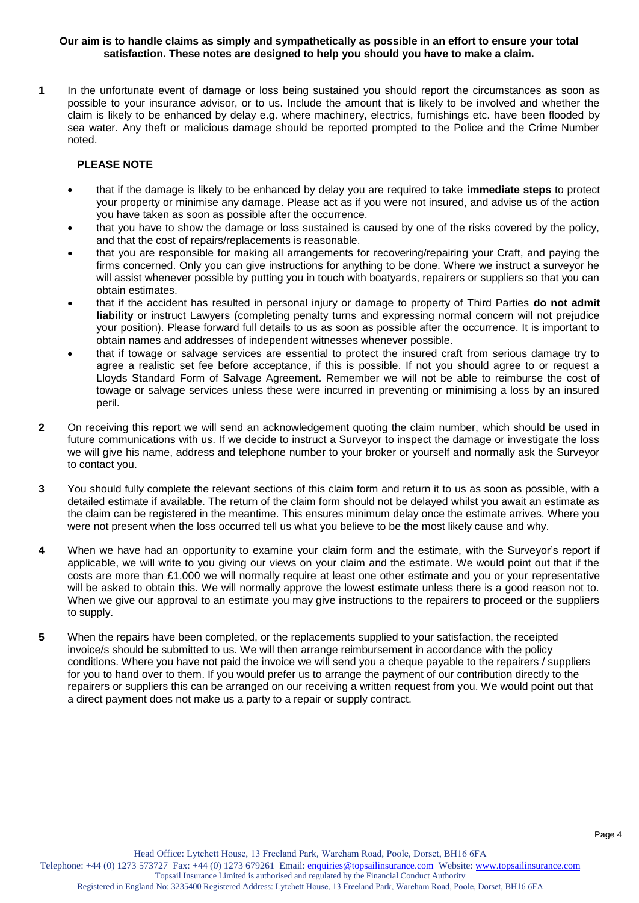**Our aim is to handle claims as simply and sympathetically as possible in an effort to ensure your total satisfaction. These notes are designed to help you should you have to make a claim.**

1. In the unfortunate event of damage or loss being sustained you should report the circumstances as soon as possible to your insurance advisor, or to us. Include the amount that is likely to be involved and whether the claim is likely to be enhanced by delay e.g. where machinery, electrics, furnishings etc. have been flooded by sea water. Any theft or malicious damage should be reported prompted to the Police and the Crime Number noted.

   **PLEASE NOTE**

   - that if the damage is likely to be enhanced by delay you are required to take **immediate steps** to protect your property or minimise any damage. Please act as if you were not insured, and advise us of the action you have taken as soon as possible after the occurrence.
   - that you have to show the damage or loss sustained is caused by one of the risks covered by the policy, and that the cost of repairs/replacements is reasonable.
   - that you are responsible for making all arrangements for recovering/repairing your Craft, and paying the firms concerned. Only you can give instructions for anything to be done. Where we instruct a surveyor he will assist whenever possible by putting you in touch with boatyards, repairers or suppliers so that you can obtain estimates.
   - that if the accident has resulted in personal injury or damage to property of Third Parties **do not admit liability** or instruct Lawyers (completing penalty turns and expressing normal concern will not prejudice your position). Please forward full details to us as soon as possible after the occurrence. It is important to obtain names and addresses of independent witnesses whenever possible.
   - that if towage or salvage services are essential to protect the insured craft from serious damage try to agree a realistic set fee before acceptance, if this is possible. If not you should agree to or request a Lloyds Standard Form of Salvage Agreement. Remember we will not be able to reimburse the cost of towage or salvage services unless these were incurred in preventing or minimising a loss by an insured peril.

2. On receiving this report we will send an acknowledgement quoting the claim number, which should be used in future communications with us. If we decide to instruct a Surveyor to inspect the damage or investigate the loss we will give his name, address and telephone number to your broker or yourself and normally ask the Surveyor to contact you.

3. You should fully complete the relevant sections of this claim form and return it to us as soon as possible, with a detailed estimate if available. The return of the claim form should not be delayed whilst you await an estimate as the claim can be registered in the meantime. This ensures minimum delay once the estimate arrives. Where you were not present when the loss occurred tell us what you believe to be the most likely cause and why.

4. When we have had an opportunity to examine your claim form and the estimate, with the Surveyor's report if applicable, we will write to you giving our views on your claim and the estimate. We would point out that if the costs are more than £1,000 we will normally require at least one other estimate and you or your representative will be asked to obtain this. We will normally approve the lowest estimate unless there is a good reason not to. When we give our approval to an estimate you may give instructions to the repairers to proceed or the suppliers to supply.

5. When the repairs have been completed, or the replacements supplied to your satisfaction, the receipted invoice/s should be submitted to us. We will then arrange reimbursement in accordance with the policy conditions. Where you have not paid the invoice we will send you a cheque payable to the repairers / suppliers for you to hand over to them. If you would prefer us to arrange the payment of our contribution directly to the repairers or suppliers this can be arranged on our receiving a written request from you. We would point out that a direct payment does not make us a party to a repair or supply contract.

Head Office: Lytchett House, 13 Freeland Park, Wareham Road, Poole, Dorset, BH16 6FA
Telephone: +44 (0) 1273 573727 Fax: +44 (0) 1273 679261 Email: enquiries@topsailinsurance.com Website: www.topsailinsurance.com
Topsail Insurance Limited is authorised and regulated by the Financial Conduct Authority
Registered in England No: 3235400 Registered Address: Lytchett House, 13 Freeland Park, Wareham Road, Poole, Dorset, BH16 6FA